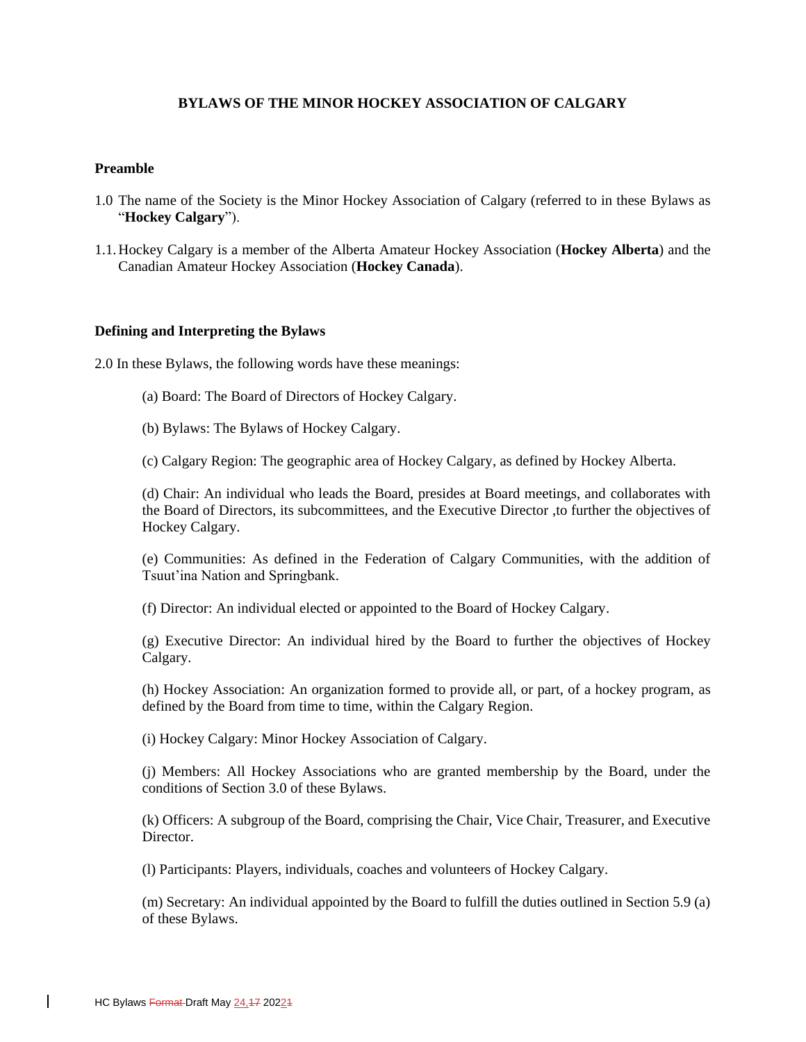# BYLAWS OF THE MINOR HOCKEY ASSOCIATION OF CALGARY

## Preamble

1.0 The name of the Society is the Minor Hockey Association of Calgary (referred to in these Bylaws as "**Hockey Calgary**").

1.1. Hockey Calgary is a member of the Alberta Amateur Hockey Association (**Hockey Alberta**) and the Canadian Amateur Hockey Association (**Hockey Canada**).

## Defining and Interpreting the Bylaws

2.0 In these Bylaws, the following words have these meanings:

(a) Board: The Board of Directors of Hockey Calgary.

(b) Bylaws: The Bylaws of Hockey Calgary.

(c) Calgary Region: The geographic area of Hockey Calgary, as defined by Hockey Alberta.

(d) Chair: An individual who leads the Board, presides at Board meetings, and collaborates with the Board of Directors, its subcommittees, and the Executive Director ,to further the objectives of Hockey Calgary.

(e) Communities: As defined in the Federation of Calgary Communities, with the addition of Tsuut'ina Nation and Springbank.

(f) Director: An individual elected or appointed to the Board of Hockey Calgary.

(g) Executive Director: An individual hired by the Board to further the objectives of Hockey Calgary.

(h) Hockey Association: An organization formed to provide all, or part, of a hockey program, as defined by the Board from time to time, within the Calgary Region.

(i) Hockey Calgary: Minor Hockey Association of Calgary.

(j) Members: All Hockey Associations who are granted membership by the Board, under the conditions of Section 3.0 of these Bylaws.

(k) Officers: A subgroup of the Board, comprising the Chair, Vice Chair, Treasurer, and Executive Director.

(l) Participants: Players, individuals, coaches and volunteers of Hockey Calgary.

(m) Secretary: An individual appointed by the Board to fulfill the duties outlined in Section 5.9 (a) of these Bylaws.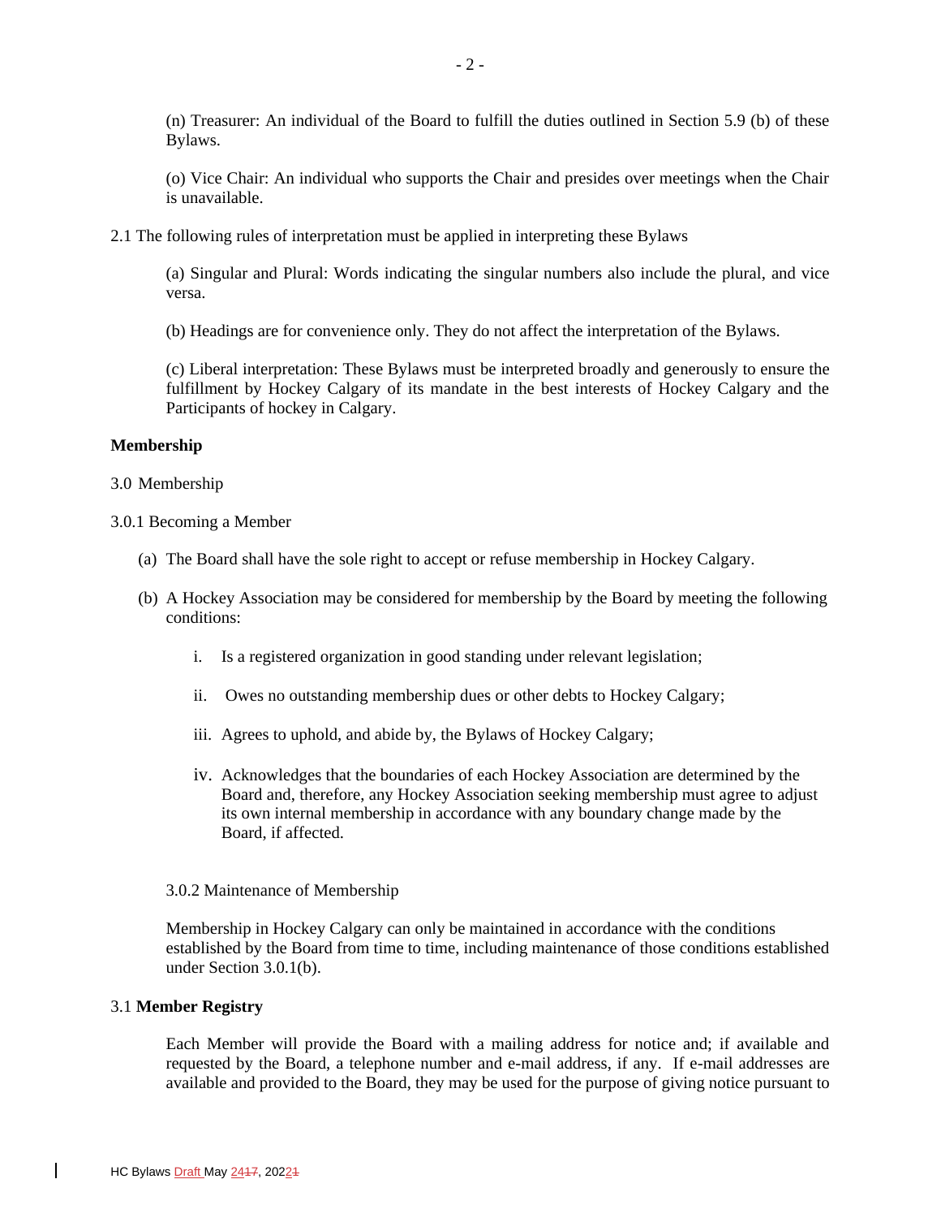(n) Treasurer: An individual of the Board to fulfill the duties outlined in Section 5.9 (b) of these Bylaws.

(o) Vice Chair: An individual who supports the Chair and presides over meetings when the Chair is unavailable.

2.1 The following rules of interpretation must be applied in interpreting these Bylaws

(a) Singular and Plural: Words indicating the singular numbers also include the plural, and vice versa.

(b) Headings are for convenience only. They do not affect the interpretation of the Bylaws.

(c) Liberal interpretation: These Bylaws must be interpreted broadly and generously to ensure the fulfillment by Hockey Calgary of its mandate in the best interests of Hockey Calgary and the Participants of hockey in Calgary.

**Membership**

3.0 Membership

3.0.1 Becoming a Member

(a) The Board shall have the sole right to accept or refuse membership in Hockey Calgary.

(b) A Hockey Association may be considered for membership by the Board by meeting the following conditions:

i. Is a registered organization in good standing under relevant legislation;

ii. Owes no outstanding membership dues or other debts to Hockey Calgary;

iii. Agrees to uphold, and abide by, the Bylaws of Hockey Calgary;

iv. Acknowledges that the boundaries of each Hockey Association are determined by the Board and, therefore, any Hockey Association seeking membership must agree to adjust its own internal membership in accordance with any boundary change made by the Board, if affected.

3.0.2 Maintenance of Membership

Membership in Hockey Calgary can only be maintained in accordance with the conditions established by the Board from time to time, including maintenance of those conditions established under Section 3.0.1(b).

3.1 **Member Registry**

Each Member will provide the Board with a mailing address for notice and; if available and requested by the Board, a telephone number and e-mail address, if any. If e-mail addresses are available and provided to the Board, they may be used for the purpose of giving notice pursuant to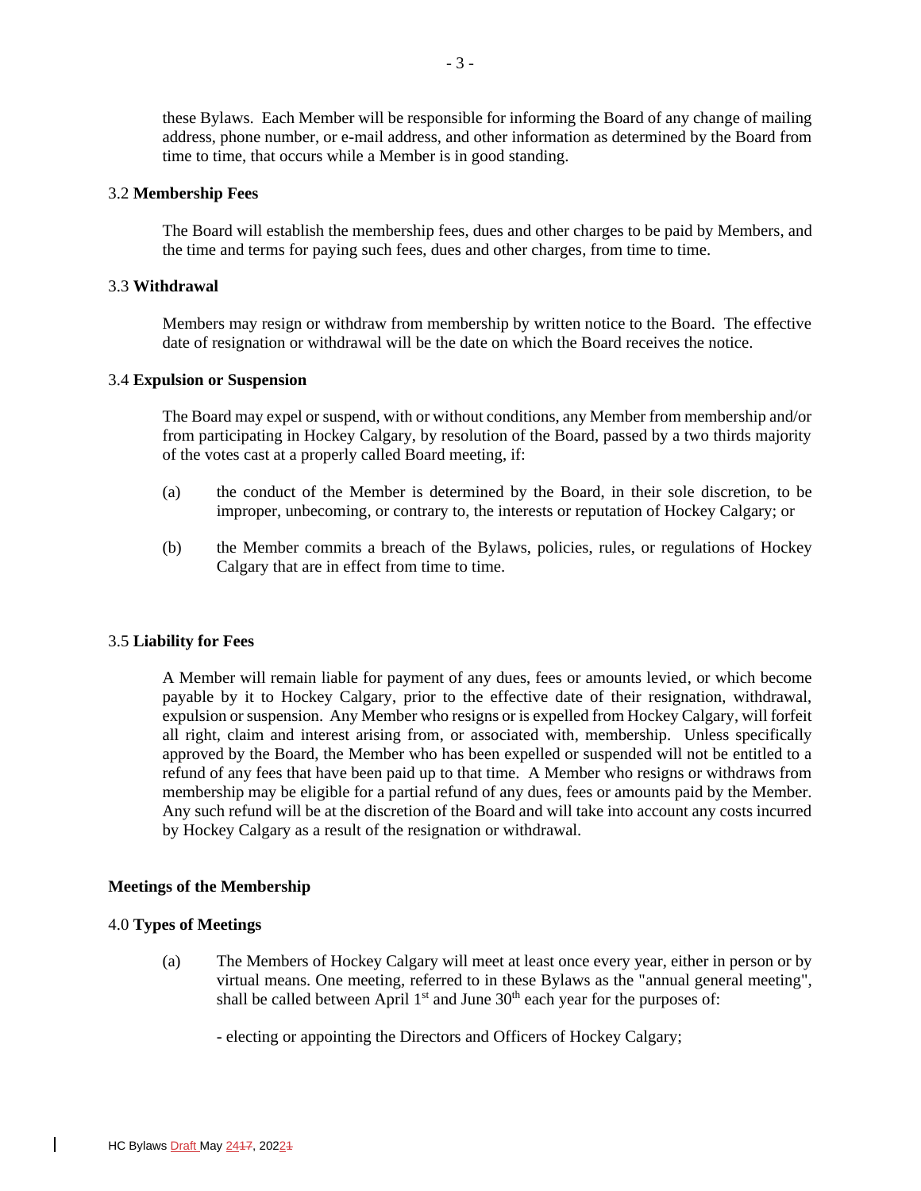these Bylaws. Each Member will be responsible for informing the Board of any change of mailing address, phone number, or e-mail address, and other information as determined by the Board from time to time, that occurs while a Member is in good standing.

3.2 **Membership Fees**

The Board will establish the membership fees, dues and other charges to be paid by Members, and the time and terms for paying such fees, dues and other charges, from time to time.

3.3 **Withdrawal**

Members may resign or withdraw from membership by written notice to the Board. The effective date of resignation or withdrawal will be the date on which the Board receives the notice.

3.4 **Expulsion or Suspension**

The Board may expel or suspend, with or without conditions, any Member from membership and/or from participating in Hockey Calgary, by resolution of the Board, passed by a two thirds majority of the votes cast at a properly called Board meeting, if:

(a) the conduct of the Member is determined by the Board, in their sole discretion, to be improper, unbecoming, or contrary to, the interests or reputation of Hockey Calgary; or

(b) the Member commits a breach of the Bylaws, policies, rules, or regulations of Hockey Calgary that are in effect from time to time.

3.5 **Liability for Fees**

A Member will remain liable for payment of any dues, fees or amounts levied, or which become payable by it to Hockey Calgary, prior to the effective date of their resignation, withdrawal, expulsion or suspension. Any Member who resigns or is expelled from Hockey Calgary, will forfeit all right, claim and interest arising from, or associated with, membership. Unless specifically approved by the Board, the Member who has been expelled or suspended will not be entitled to a refund of any fees that have been paid up to that time. A Member who resigns or withdraws from membership may be eligible for a partial refund of any dues, fees or amounts paid by the Member. Any such refund will be at the discretion of the Board and will take into account any costs incurred by Hockey Calgary as a result of the resignation or withdrawal.

**Meetings of the Membership**

4.0 **Types of Meetings**

(a) The Members of Hockey Calgary will meet at least once every year, either in person or by virtual means. One meeting, referred to in these Bylaws as the "annual general meeting", shall be called between April 1st and June 30th each year for the purposes of:

- electing or appointing the Directors and Officers of Hockey Calgary;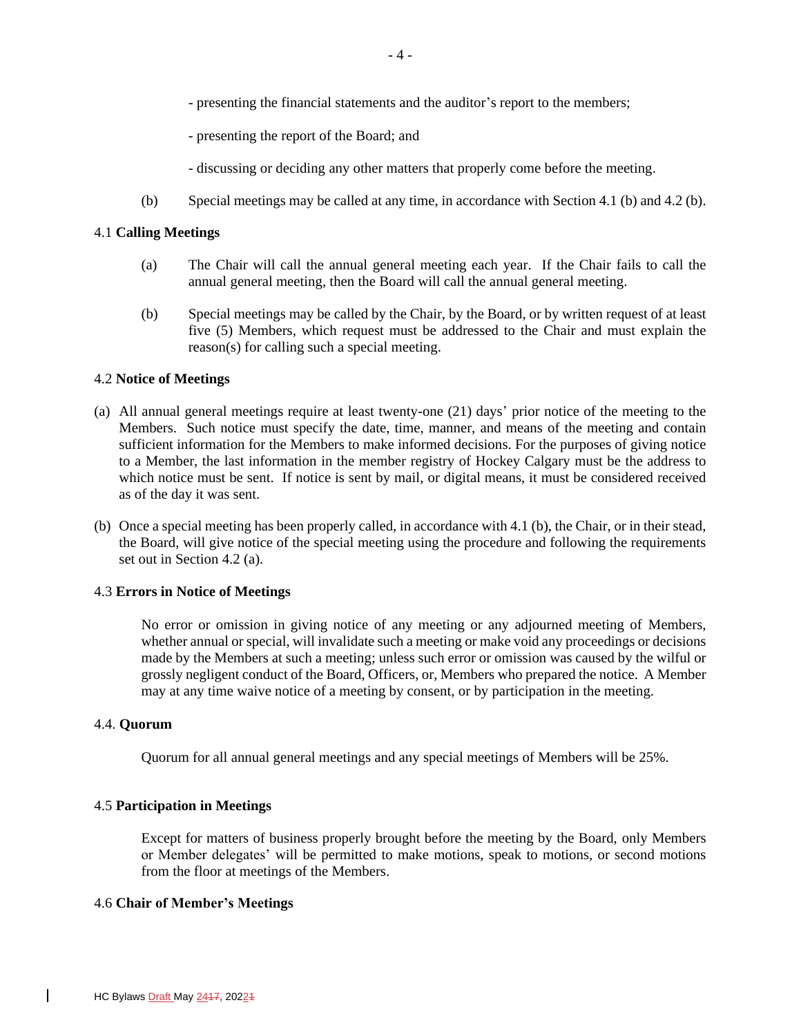- presenting the financial statements and the auditor's report to the members;

- presenting the report of the Board; and

- discussing or deciding any other matters that properly come before the meeting.

(b) Special meetings may be called at any time, in accordance with Section 4.1 (b) and 4.2 (b).

4.1 **Calling Meetings**

(a) The Chair will call the annual general meeting each year. If the Chair fails to call the annual general meeting, then the Board will call the annual general meeting.

(b) Special meetings may be called by the Chair, by the Board, or by written request of at least five (5) Members, which request must be addressed to the Chair and must explain the reason(s) for calling such a special meeting.

4.2 **Notice of Meetings**

(a) All annual general meetings require at least twenty-one (21) days' prior notice of the meeting to the Members. Such notice must specify the date, time, manner, and means of the meeting and contain sufficient information for the Members to make informed decisions. For the purposes of giving notice to a Member, the last information in the member registry of Hockey Calgary must be the address to which notice must be sent. If notice is sent by mail, or digital means, it must be considered received as of the day it was sent.

(b) Once a special meeting has been properly called, in accordance with 4.1 (b), the Chair, or in their stead, the Board, will give notice of the special meeting using the procedure and following the requirements set out in Section 4.2 (a).

4.3 **Errors in Notice of Meetings**

No error or omission in giving notice of any meeting or any adjourned meeting of Members, whether annual or special, will invalidate such a meeting or make void any proceedings or decisions made by the Members at such a meeting; unless such error or omission was caused by the wilful or grossly negligent conduct of the Board, Officers, or, Members who prepared the notice. A Member may at any time waive notice of a meeting by consent, or by participation in the meeting.

4.4. **Quorum**

Quorum for all annual general meetings and any special meetings of Members will be 25%.

4.5 **Participation in Meetings**

Except for matters of business properly brought before the meeting by the Board, only Members or Member delegates' will be permitted to make motions, speak to motions, or second motions from the floor at meetings of the Members.

4.6 **Chair of Member's Meetings**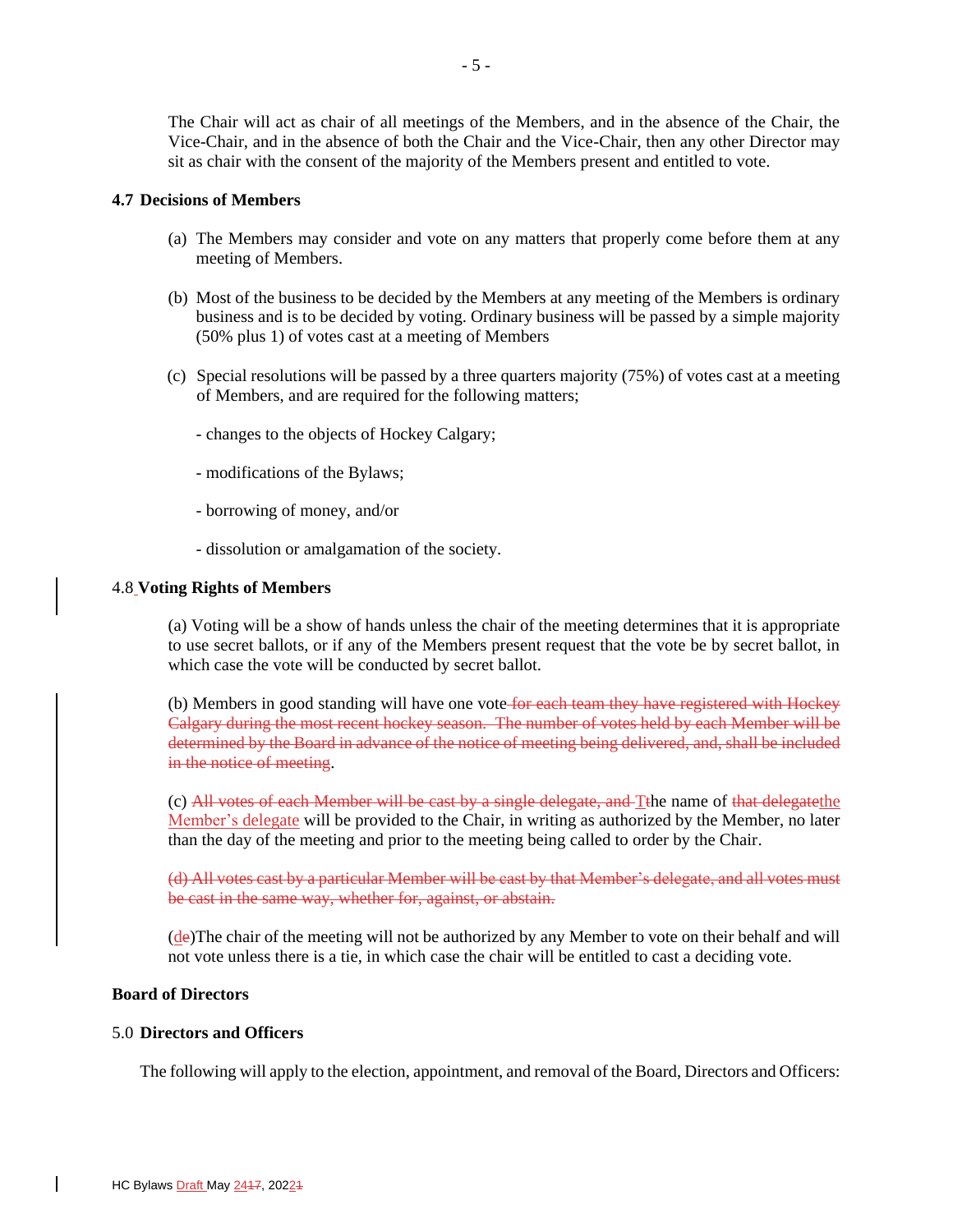The Chair will act as chair of all meetings of the Members, and in the absence of the Chair, the Vice-Chair, and in the absence of both the Chair and the Vice-Chair, then any other Director may sit as chair with the consent of the majority of the Members present and entitled to vote.

**4.7 Decisions of Members**

(a) The Members may consider and vote on any matters that properly come before them at any meeting of Members.

(b) Most of the business to be decided by the Members at any meeting of the Members is ordinary business and is to be decided by voting. Ordinary business will be passed by a simple majority (50% plus 1) of votes cast at a meeting of Members

(c) Special resolutions will be passed by a three quarters majority (75%) of votes cast at a meeting of Members, and are required for the following matters;

- changes to the objects of Hockey Calgary;

- modifications of the Bylaws;

- borrowing of money, and/or

- dissolution or amalgamation of the society.

4.8 **Voting Rights of Members**

(a) Voting will be a show of hands unless the chair of the meeting determines that it is appropriate to use secret ballots, or if any of the Members present request that the vote be by secret ballot, in which case the vote will be conducted by secret ballot.

(b) Members in good standing will have one vote~~ for each team they have registered with Hockey Calgary during the most recent hockey season. The number of votes held by each Member will be determined by the Board in advance of the notice of meeting being delivered, and, shall be included in the notice of meeting~~.

(c) ~~All votes of each Member will be cast by a single delegate, and T~~The name of ~~that delegate~~the Member's delegate will be provided to the Chair, in writing as authorized by the Member, no later than the day of the meeting and prior to the meeting being called to order by the Chair.

~~(d) All votes cast by a particular Member will be cast by that Member's delegate, and all votes must be cast in the same way, whether for, against, or abstain.~~

(d~~e~~)The chair of the meeting will not be authorized by any Member to vote on their behalf and will not vote unless there is a tie, in which case the chair will be entitled to cast a deciding vote.

**Board of Directors**

5.0 **Directors and Officers**

The following will apply to the election, appointment, and removal of the Board, Directors and Officers: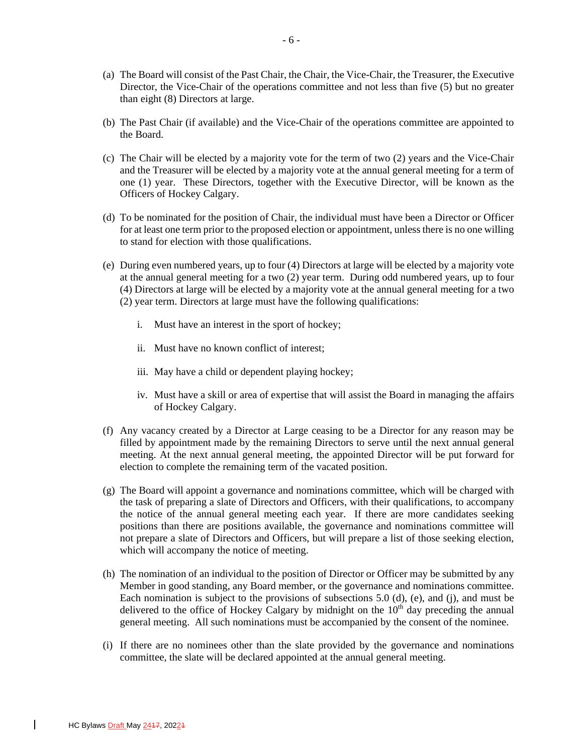(a) The Board will consist of the Past Chair, the Chair, the Vice-Chair, the Treasurer, the Executive Director, the Vice-Chair of the operations committee and not less than five (5) but no greater than eight (8) Directors at large.

(b) The Past Chair (if available) and the Vice-Chair of the operations committee are appointed to the Board.

(c) The Chair will be elected by a majority vote for the term of two (2) years and the Vice-Chair and the Treasurer will be elected by a majority vote at the annual general meeting for a term of one (1) year. These Directors, together with the Executive Director, will be known as the Officers of Hockey Calgary.

(d) To be nominated for the position of Chair, the individual must have been a Director or Officer for at least one term prior to the proposed election or appointment, unless there is no one willing to stand for election with those qualifications.

(e) During even numbered years, up to four (4) Directors at large will be elected by a majority vote at the annual general meeting for a two (2) year term. During odd numbered years, up to four (4) Directors at large will be elected by a majority vote at the annual general meeting for a two (2) year term. Directors at large must have the following qualifications:

   i. Must have an interest in the sport of hockey;

   ii. Must have no known conflict of interest;

   iii. May have a child or dependent playing hockey;

   iv. Must have a skill or area of expertise that will assist the Board in managing the affairs of Hockey Calgary.

(f) Any vacancy created by a Director at Large ceasing to be a Director for any reason may be filled by appointment made by the remaining Directors to serve until the next annual general meeting. At the next annual general meeting, the appointed Director will be put forward for election to complete the remaining term of the vacated position.

(g) The Board will appoint a governance and nominations committee, which will be charged with the task of preparing a slate of Directors and Officers, with their qualifications, to accompany the notice of the annual general meeting each year. If there are more candidates seeking positions than there are positions available, the governance and nominations committee will not prepare a slate of Directors and Officers, but will prepare a list of those seeking election, which will accompany the notice of meeting.

(h) The nomination of an individual to the position of Director or Officer may be submitted by any Member in good standing, any Board member, or the governance and nominations committee. Each nomination is subject to the provisions of subsections 5.0 (d), (e), and (j), and must be delivered to the office of Hockey Calgary by midnight on the 10th day preceding the annual general meeting. All such nominations must be accompanied by the consent of the nominee.

(i) If there are no nominees other than the slate provided by the governance and nominations committee, the slate will be declared appointed at the annual general meeting.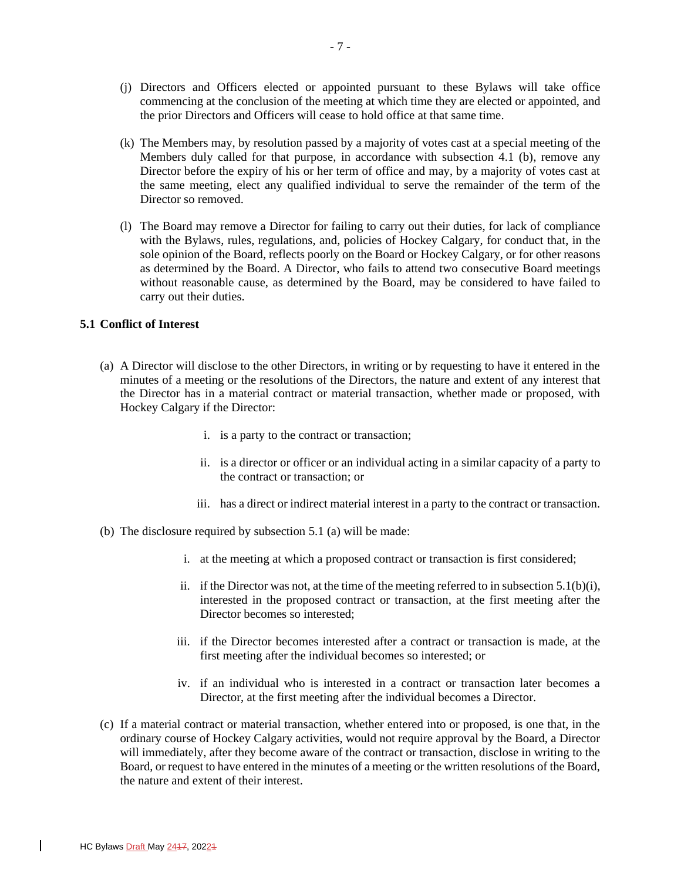(j) Directors and Officers elected or appointed pursuant to these Bylaws will take office commencing at the conclusion of the meeting at which time they are elected or appointed, and the prior Directors and Officers will cease to hold office at that same time.

(k) The Members may, by resolution passed by a majority of votes cast at a special meeting of the Members duly called for that purpose, in accordance with subsection 4.1 (b), remove any Director before the expiry of his or her term of office and may, by a majority of votes cast at the same meeting, elect any qualified individual to serve the remainder of the term of the Director so removed.

(l) The Board may remove a Director for failing to carry out their duties, for lack of compliance with the Bylaws, rules, regulations, and, policies of Hockey Calgary, for conduct that, in the sole opinion of the Board, reflects poorly on the Board or Hockey Calgary, or for other reasons as determined by the Board. A Director, who fails to attend two consecutive Board meetings without reasonable cause, as determined by the Board, may be considered to have failed to carry out their duties.

**5.1 Conflict of Interest**

(a) A Director will disclose to the other Directors, in writing or by requesting to have it entered in the minutes of a meeting or the resolutions of the Directors, the nature and extent of any interest that the Director has in a material contract or material transaction, whether made or proposed, with Hockey Calgary if the Director:

i. is a party to the contract or transaction;

ii. is a director or officer or an individual acting in a similar capacity of a party to the contract or transaction; or

iii. has a direct or indirect material interest in a party to the contract or transaction.

(b) The disclosure required by subsection 5.1 (a) will be made:

i. at the meeting at which a proposed contract or transaction is first considered;

ii. if the Director was not, at the time of the meeting referred to in subsection 5.1(b)(i), interested in the proposed contract or transaction, at the first meeting after the Director becomes so interested;

iii. if the Director becomes interested after a contract or transaction is made, at the first meeting after the individual becomes so interested; or

iv. if an individual who is interested in a contract or transaction later becomes a Director, at the first meeting after the individual becomes a Director.

(c) If a material contract or material transaction, whether entered into or proposed, is one that, in the ordinary course of Hockey Calgary activities, would not require approval by the Board, a Director will immediately, after they become aware of the contract or transaction, disclose in writing to the Board, or request to have entered in the minutes of a meeting or the written resolutions of the Board, the nature and extent of their interest.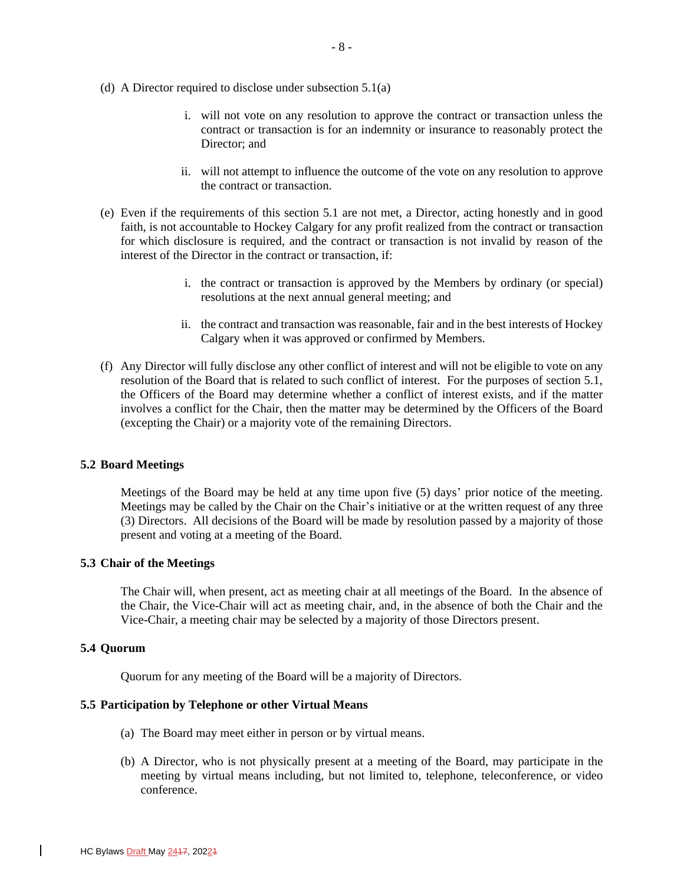(d) A Director required to disclose under subsection 5.1(a)

i. will not vote on any resolution to approve the contract or transaction unless the contract or transaction is for an indemnity or insurance to reasonably protect the Director; and

ii. will not attempt to influence the outcome of the vote on any resolution to approve the contract or transaction.

(e) Even if the requirements of this section 5.1 are not met, a Director, acting honestly and in good faith, is not accountable to Hockey Calgary for any profit realized from the contract or transaction for which disclosure is required, and the contract or transaction is not invalid by reason of the interest of the Director in the contract or transaction, if:

i. the contract or transaction is approved by the Members by ordinary (or special) resolutions at the next annual general meeting; and

ii. the contract and transaction was reasonable, fair and in the best interests of Hockey Calgary when it was approved or confirmed by Members.

(f) Any Director will fully disclose any other conflict of interest and will not be eligible to vote on any resolution of the Board that is related to such conflict of interest. For the purposes of section 5.1, the Officers of the Board may determine whether a conflict of interest exists, and if the matter involves a conflict for the Chair, then the matter may be determined by the Officers of the Board (excepting the Chair) or a majority vote of the remaining Directors.

**5.2 Board Meetings**

Meetings of the Board may be held at any time upon five (5) days' prior notice of the meeting. Meetings may be called by the Chair on the Chair's initiative or at the written request of any three (3) Directors. All decisions of the Board will be made by resolution passed by a majority of those present and voting at a meeting of the Board.

**5.3 Chair of the Meetings**

The Chair will, when present, act as meeting chair at all meetings of the Board. In the absence of the Chair, the Vice-Chair will act as meeting chair, and, in the absence of both the Chair and the Vice-Chair, a meeting chair may be selected by a majority of those Directors present.

**5.4 Quorum**

Quorum for any meeting of the Board will be a majority of Directors.

**5.5 Participation by Telephone or other Virtual Means**

(a) The Board may meet either in person or by virtual means.

(b) A Director, who is not physically present at a meeting of the Board, may participate in the meeting by virtual means including, but not limited to, telephone, teleconference, or video conference.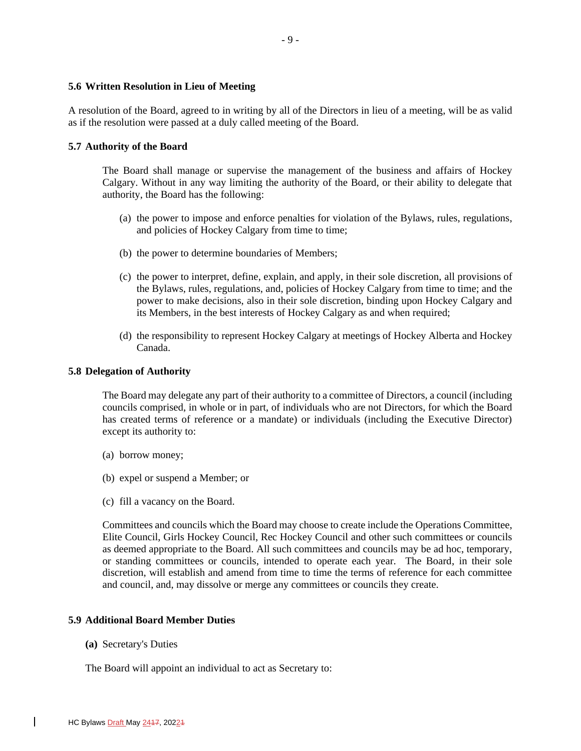### 5.6 Written Resolution in Lieu of Meeting

A resolution of the Board, agreed to in writing by all of the Directors in lieu of a meeting, will be as valid as if the resolution were passed at a duly called meeting of the Board.

### 5.7 Authority of the Board

The Board shall manage or supervise the management of the business and affairs of Hockey Calgary. Without in any way limiting the authority of the Board, or their ability to delegate that authority, the Board has the following:

(a) the power to impose and enforce penalties for violation of the Bylaws, rules, regulations, and policies of Hockey Calgary from time to time;

(b) the power to determine boundaries of Members;

(c) the power to interpret, define, explain, and apply, in their sole discretion, all provisions of the Bylaws, rules, regulations, and, policies of Hockey Calgary from time to time; and the power to make decisions, also in their sole discretion, binding upon Hockey Calgary and its Members, in the best interests of Hockey Calgary as and when required;

(d) the responsibility to represent Hockey Calgary at meetings of Hockey Alberta and Hockey Canada.

### 5.8 Delegation of Authority

The Board may delegate any part of their authority to a committee of Directors, a council (including councils comprised, in whole or in part, of individuals who are not Directors, for which the Board has created terms of reference or a mandate) or individuals (including the Executive Director) except its authority to:

(a) borrow money;

(b) expel or suspend a Member; or

(c) fill a vacancy on the Board.

Committees and councils which the Board may choose to create include the Operations Committee, Elite Council, Girls Hockey Council, Rec Hockey Council and other such committees or councils as deemed appropriate to the Board. All such committees and councils may be ad hoc, temporary, or standing committees or councils, intended to operate each year. The Board, in their sole discretion, will establish and amend from time to time the terms of reference for each committee and council, and, may dissolve or merge any committees or councils they create.

### 5.9 Additional Board Member Duties

**(a)** Secretary's Duties

The Board will appoint an individual to act as Secretary to: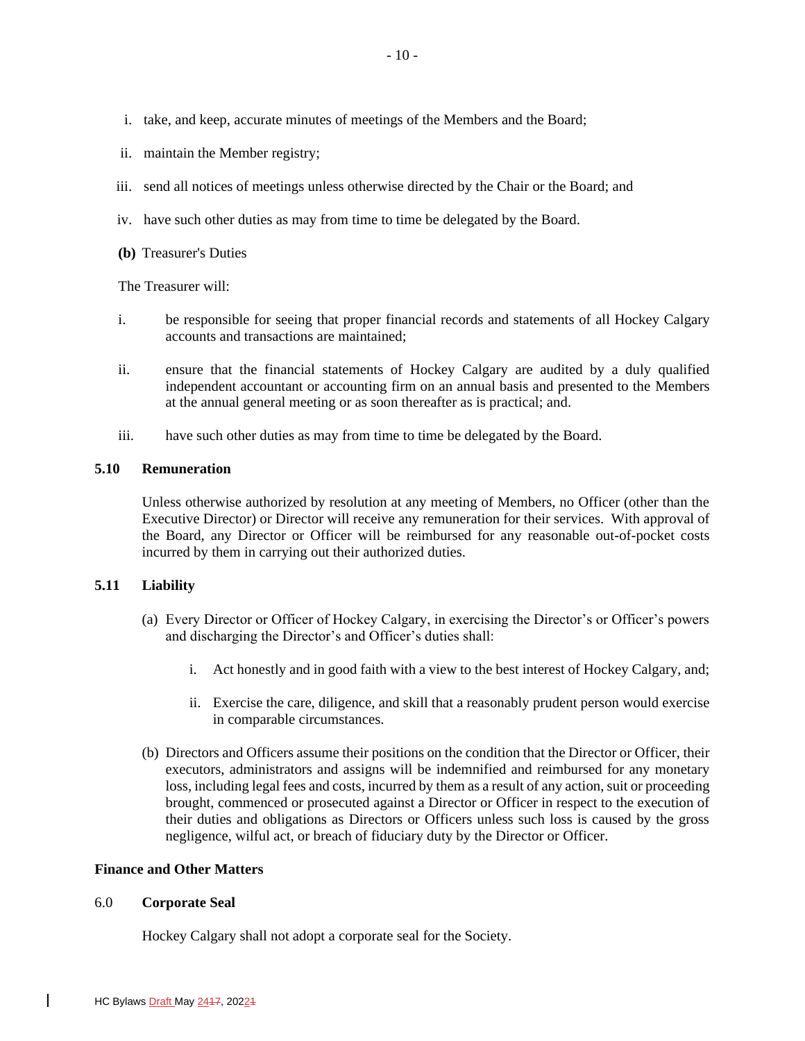i. take, and keep, accurate minutes of meetings of the Members and the Board;

ii. maintain the Member registry;

iii. send all notices of meetings unless otherwise directed by the Chair or the Board; and

iv. have such other duties as may from time to time be delegated by the Board.

**(b)** Treasurer's Duties

The Treasurer will:

i. be responsible for seeing that proper financial records and statements of all Hockey Calgary accounts and transactions are maintained;

ii. ensure that the financial statements of Hockey Calgary are audited by a duly qualified independent accountant or accounting firm on an annual basis and presented to the Members at the annual general meeting or as soon thereafter as is practical; and.

iii. have such other duties as may from time to time be delegated by the Board.

### 5.10 Remuneration

Unless otherwise authorized by resolution at any meeting of Members, no Officer (other than the Executive Director) or Director will receive any remuneration for their services. With approval of the Board, any Director or Officer will be reimbursed for any reasonable out-of-pocket costs incurred by them in carrying out their authorized duties.

### 5.11 Liability

(a) Every Director or Officer of Hockey Calgary, in exercising the Director's or Officer's powers and discharging the Director's and Officer's duties shall:

i. Act honestly and in good faith with a view to the best interest of Hockey Calgary, and;

ii. Exercise the care, diligence, and skill that a reasonably prudent person would exercise in comparable circumstances.

(b) Directors and Officers assume their positions on the condition that the Director or Officer, their executors, administrators and assigns will be indemnified and reimbursed for any monetary loss, including legal fees and costs, incurred by them as a result of any action, suit or proceeding brought, commenced or prosecuted against a Director or Officer in respect to the execution of their duties and obligations as Directors or Officers unless such loss is caused by the gross negligence, wilful act, or breach of fiduciary duty by the Director or Officer.

## Finance and Other Matters

### 6.0 Corporate Seal

Hockey Calgary shall not adopt a corporate seal for the Society.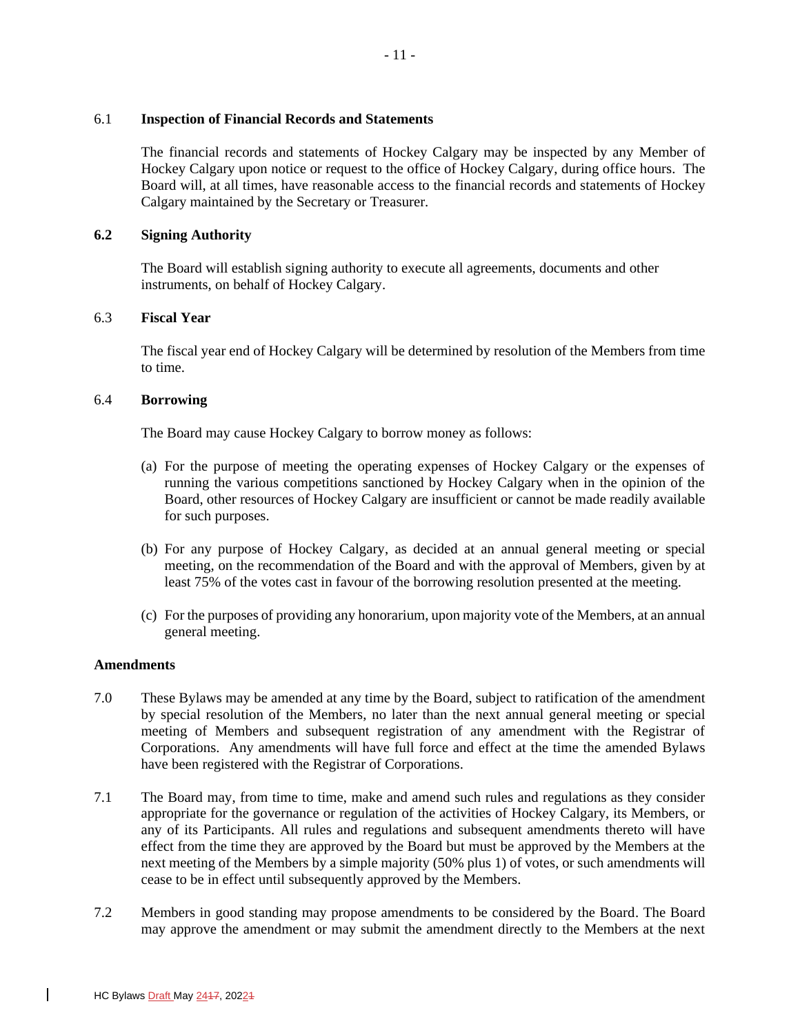6.1 **Inspection of Financial Records and Statements**

The financial records and statements of Hockey Calgary may be inspected by any Member of Hockey Calgary upon notice or request to the office of Hockey Calgary, during office hours. The Board will, at all times, have reasonable access to the financial records and statements of Hockey Calgary maintained by the Secretary or Treasurer.

**6.2 Signing Authority**

The Board will establish signing authority to execute all agreements, documents and other instruments, on behalf of Hockey Calgary.

6.3 **Fiscal Year**

The fiscal year end of Hockey Calgary will be determined by resolution of the Members from time to time.

6.4 **Borrowing**

The Board may cause Hockey Calgary to borrow money as follows:

(a) For the purpose of meeting the operating expenses of Hockey Calgary or the expenses of running the various competitions sanctioned by Hockey Calgary when in the opinion of the Board, other resources of Hockey Calgary are insufficient or cannot be made readily available for such purposes.

(b) For any purpose of Hockey Calgary, as decided at an annual general meeting or special meeting, on the recommendation of the Board and with the approval of Members, given by at least 75% of the votes cast in favour of the borrowing resolution presented at the meeting.

(c) For the purposes of providing any honorarium, upon majority vote of the Members, at an annual general meeting.

**Amendments**

7.0 These Bylaws may be amended at any time by the Board, subject to ratification of the amendment by special resolution of the Members, no later than the next annual general meeting or special meeting of Members and subsequent registration of any amendment with the Registrar of Corporations. Any amendments will have full force and effect at the time the amended Bylaws have been registered with the Registrar of Corporations.

7.1 The Board may, from time to time, make and amend such rules and regulations as they consider appropriate for the governance or regulation of the activities of Hockey Calgary, its Members, or any of its Participants. All rules and regulations and subsequent amendments thereto will have effect from the time they are approved by the Board but must be approved by the Members at the next meeting of the Members by a simple majority (50% plus 1) of votes, or such amendments will cease to be in effect until subsequently approved by the Members.

7.2 Members in good standing may propose amendments to be considered by the Board. The Board may approve the amendment or may submit the amendment directly to the Members at the next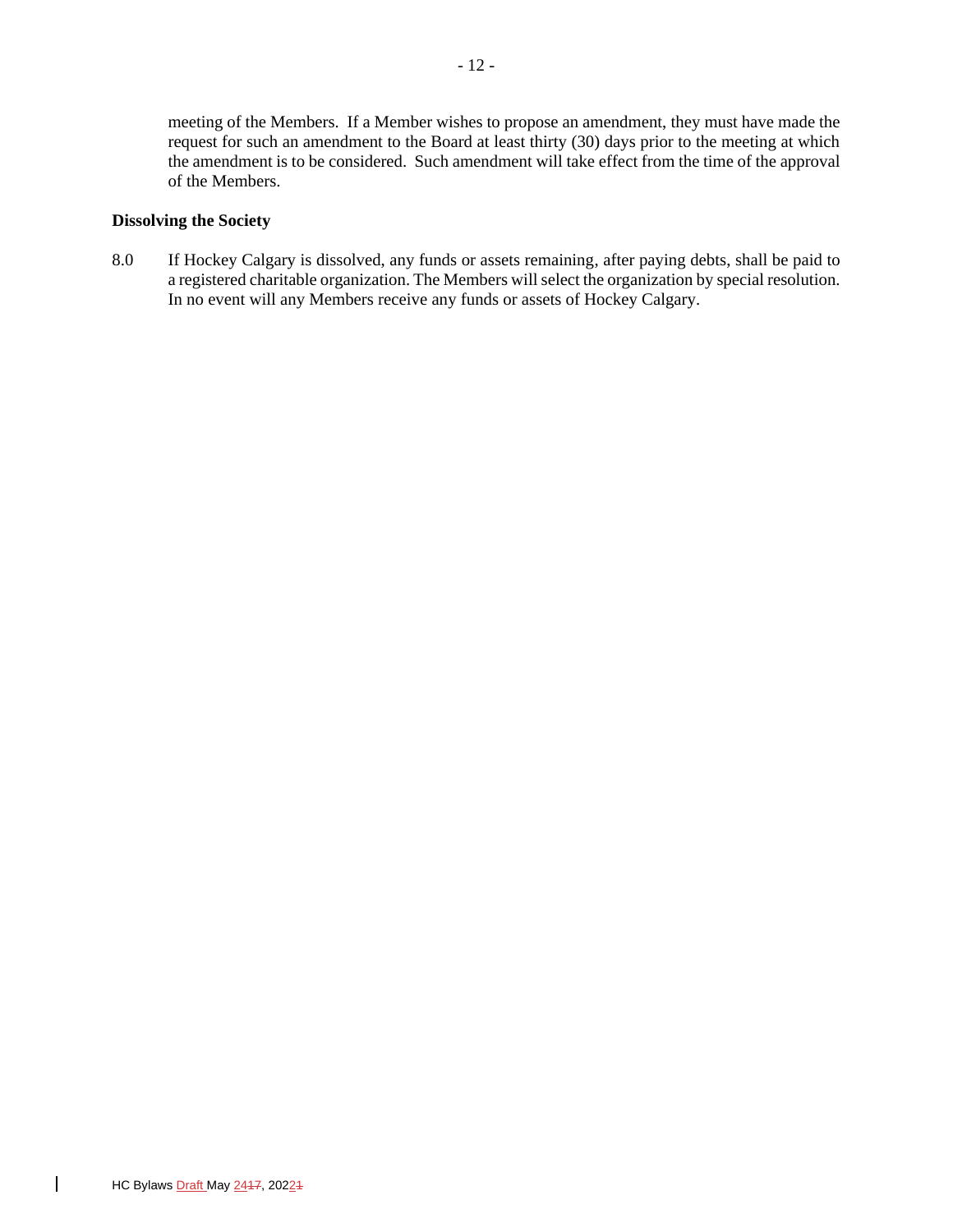meeting of the Members. If a Member wishes to propose an amendment, they must have made the request for such an amendment to the Board at least thirty (30) days prior to the meeting at which the amendment is to be considered. Such amendment will take effect from the time of the approval of the Members.

**Dissolving the Society**

8.0 If Hockey Calgary is dissolved, any funds or assets remaining, after paying debts, shall be paid to a registered charitable organization. The Members will select the organization by special resolution. In no event will any Members receive any funds or assets of Hockey Calgary.